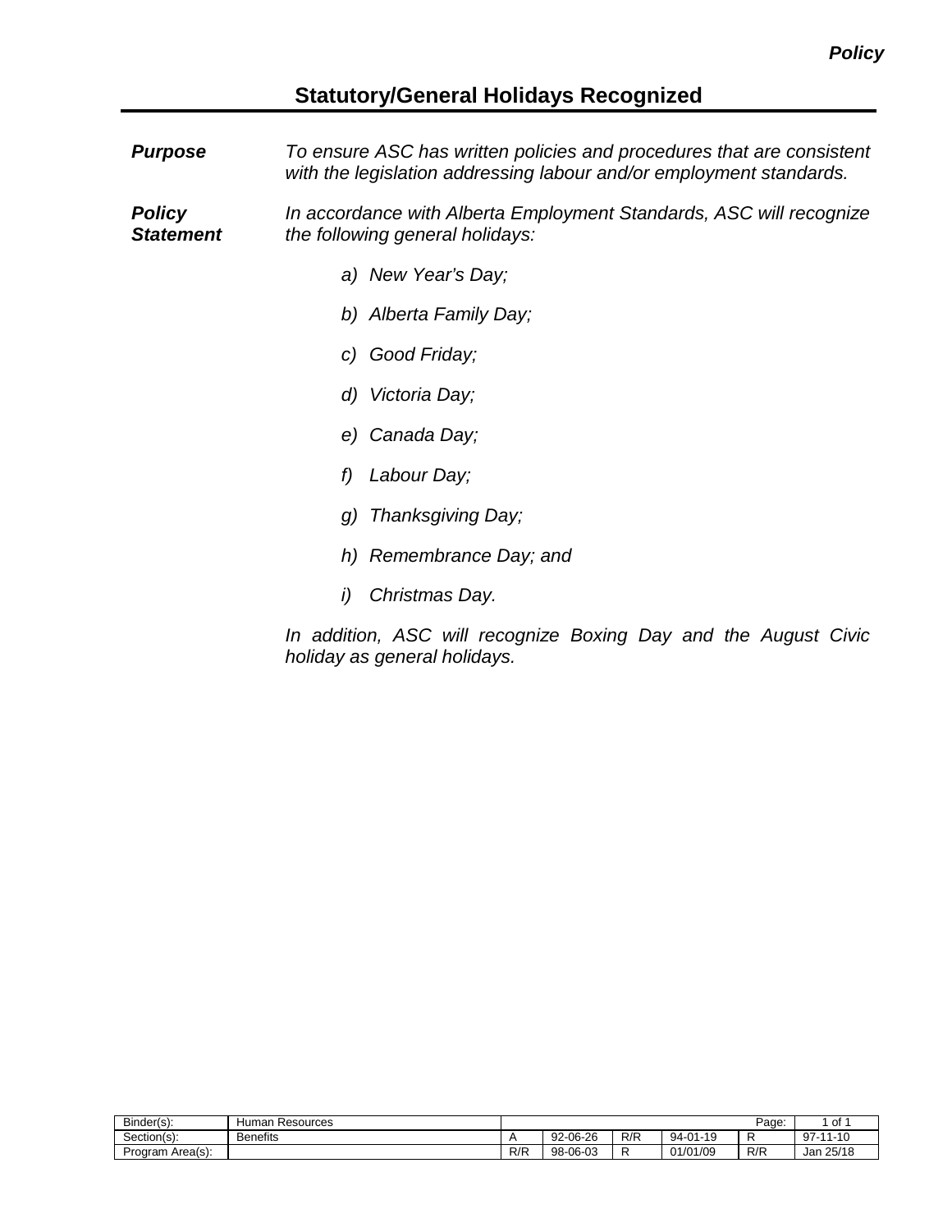*Policy*

# Statutory/General Holidays Recognized

***Purpose***

*To ensure ASC has written policies and procedures that are consistent with the legislation addressing labour and/or employment standards.*

***Policy Statement***

*In accordance with Alberta Employment Standards, ASC will recognize the following general holidays:*

- *a) New Year's Day;*
- *b) Alberta Family Day;*
- *c) Good Friday;*
- *d) Victoria Day;*
- *e) Canada Day;*
- *f) Labour Day;*
- *g) Thanksgiving Day;*
- *h) Remembrance Day; and*
- *i) Christmas Day.*

*In addition, ASC will recognize Boxing Day and the August Civic holiday as general holidays.*

| Binder(s): | Human Resources | | | | | Page: | 1 of 1 |
|---|---|---|---|---|---|---|---|
| Section(s): | Benefits | A | 92-06-26 | R/R | 94-01-19 | R | 97-11-10 |
| Program Area(s): | | R/R | 98-06-03 | R | 01/01/09 | R/R | Jan 25/18 |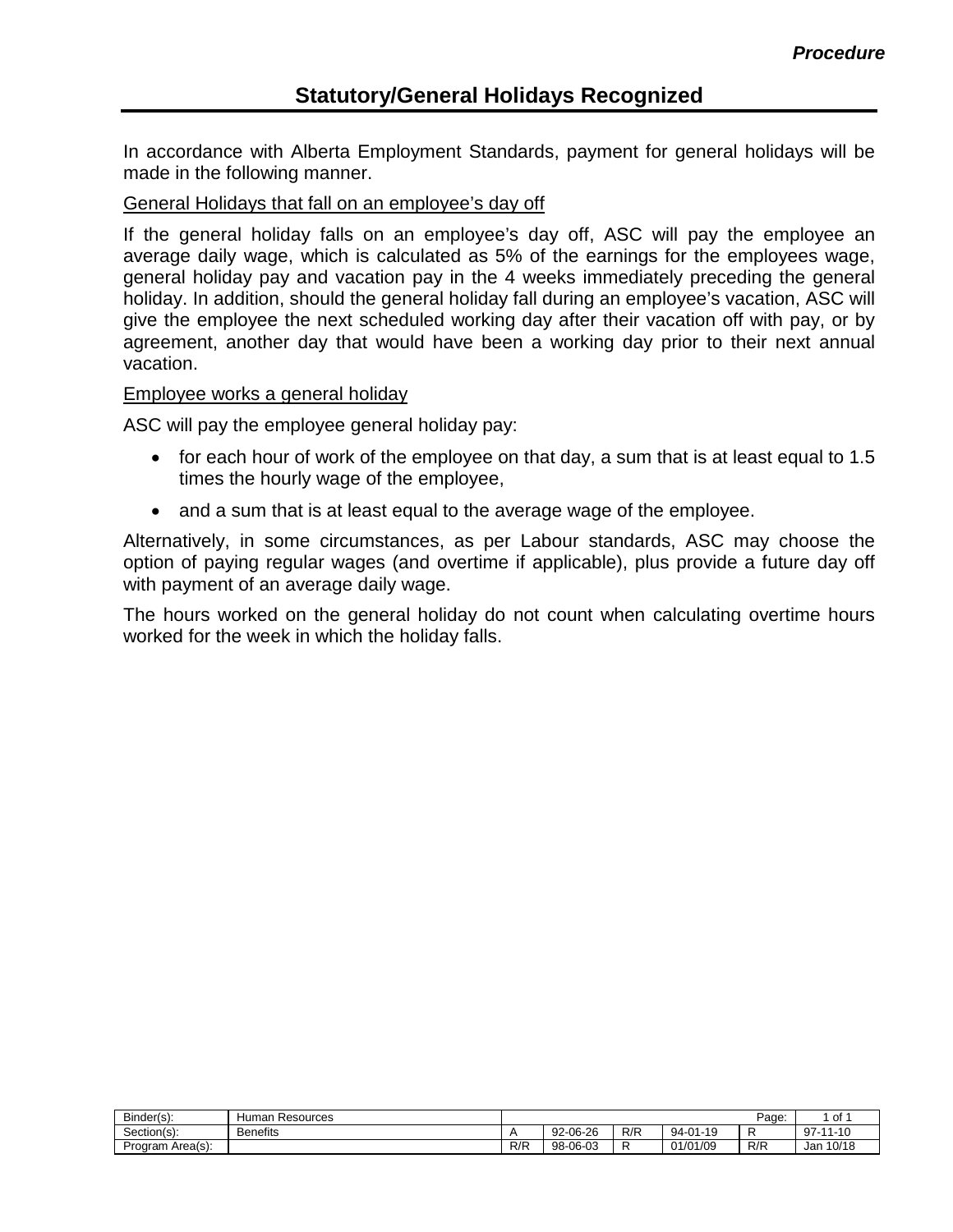# Statutory/General Holidays Recognized

In accordance with Alberta Employment Standards, payment for general holidays will be made in the following manner.

General Holidays that fall on an employee's day off

If the general holiday falls on an employee's day off, ASC will pay the employee an average daily wage, which is calculated as 5% of the earnings for the employees wage, general holiday pay and vacation pay in the 4 weeks immediately preceding the general holiday. In addition, should the general holiday fall during an employee's vacation, ASC will give the employee the next scheduled working day after their vacation off with pay, or by agreement, another day that would have been a working day prior to their next annual vacation.

Employee works a general holiday

ASC will pay the employee general holiday pay:

- for each hour of work of the employee on that day, a sum that is at least equal to 1.5 times the hourly wage of the employee,
- and a sum that is at least equal to the average wage of the employee.

Alternatively, in some circumstances, as per Labour standards, ASC may choose the option of paying regular wages (and overtime if applicable), plus provide a future day off with payment of an average daily wage.

The hours worked on the general holiday do not count when calculating overtime hours worked for the week in which the holiday falls.